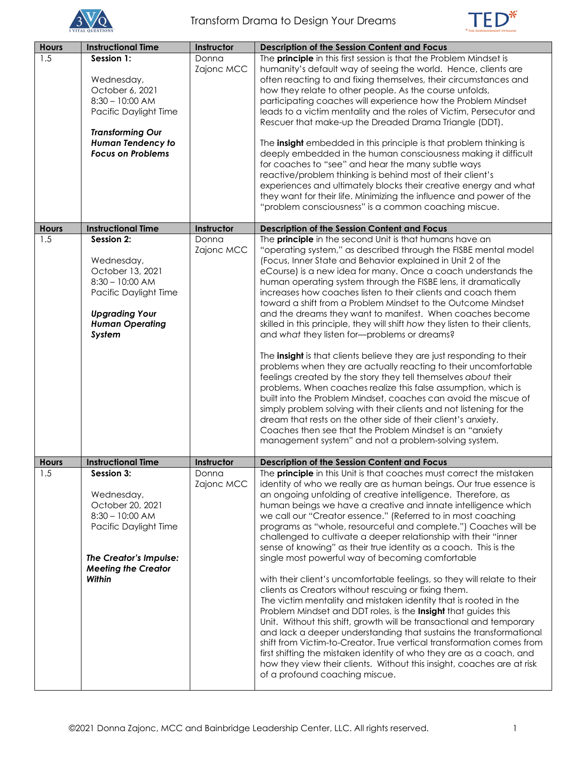# Transform Drama to Design Your Dreams

| Hours | Instructional Time | Instructor | Description of the Session Content and Focus |
|---|---|---|---|
| 1.5 | **Session 1:**<br><br>Wednesday, October 6, 2021 8:30 – 10:00 AM Pacific Daylight Time<br><br>***Transforming Our Human Tendency to Focus on Problems*** | Donna Zajonc MCC | The **principle** in this first session is that the Problem Mindset is humanity's default way of seeing the world. Hence, clients are often reacting to and fixing themselves, their circumstances and how they relate to other people. As the course unfolds, participating coaches will experience how the Problem Mindset leads to a victim mentality and the roles of Victim, Persecutor and Rescuer that make-up the Dreaded Drama Triangle (DDT).<br><br>The **insight** embedded in this principle is that problem thinking is deeply embedded in the human consciousness making it difficult for coaches to "see" and hear the many subtle ways reactive/problem thinking is behind most of their client's experiences and ultimately blocks their creative energy and what they want for their life. Minimizing the influence and power of the "problem consciousness" is a common coaching miscue. |

| Hours | Instructional Time | Instructor | Description of the Session Content and Focus |
|---|---|---|---|
| 1.5 | **Session 2:**<br><br>Wednesday, October 13, 2021 8:30 – 10:00 AM Pacific Daylight Time<br><br>***Upgrading Your Human Operating System*** | Donna Zajonc MCC | The **principle** in the second Unit is that humans have an "operating system," as described through the FISBE mental model (Focus, Inner State and Behavior explained in Unit 2 of the eCourse) is a new idea for many. Once a coach understands the human operating system through the FISBE lens, it dramatically increases how coaches listen to their clients and coach them toward a shift from a Problem Mindset to the Outcome Mindset and the dreams they want to manifest. When coaches become skilled in this principle, they will shift *how* they listen to their clients, and *what* they listen for—problems or dreams?<br><br>The **insight** is that clients believe they are just responding to their problems when they are actually reacting to their uncomfortable feelings created by the story they tell themselves *about* their problems. When coaches realize this false assumption, which is built into the Problem Mindset, coaches can avoid the miscue of simply problem solving with their clients and not listening for the dream that rests on the other side of their client's anxiety. Coaches then see that the Problem Mindset is an "anxiety management system" and not a problem-solving system. |

| Hours | Instructional Time | Instructor | Description of the Session Content and Focus |
|---|---|---|---|
| 1.5 | **Session 3:**<br><br>Wednesday, October 20, 2021 8:30 – 10:00 AM Pacific Daylight Time<br><br>***The Creator's Impulse: Meeting the Creator Within*** | Donna Zajonc MCC | The **principle** in this Unit is that coaches must correct the mistaken identity of who we really are as human beings. Our true essence is an ongoing unfolding of creative intelligence. Therefore, as human beings we have a creative and innate intelligence which we call our "Creator essence." (Referred to in most coaching programs as "whole, resourceful and complete.") Coaches will be challenged to cultivate a deeper relationship with their "inner sense of knowing" as their true identity as a coach. This is the single most powerful way of becoming comfortable<br><br>with their client's uncomfortable feelings, so they will relate to their clients as Creators without rescuing or fixing them. The victim mentality and mistaken identity that is rooted in the Problem Mindset and DDT roles, is the **Insight** that guides this Unit. Without this shift, growth will be transactional and temporary and lack a deeper understanding that sustains the transformational shift from Victim-to-Creator. True vertical transformation comes from first shifting the mistaken identity of who they are as a coach, and how they view their clients. Without this insight, coaches are at risk of a profound coaching miscue. |

©2021 Donna Zajonc, MCC and Bainbridge Leadership Center, LLC. All rights reserved.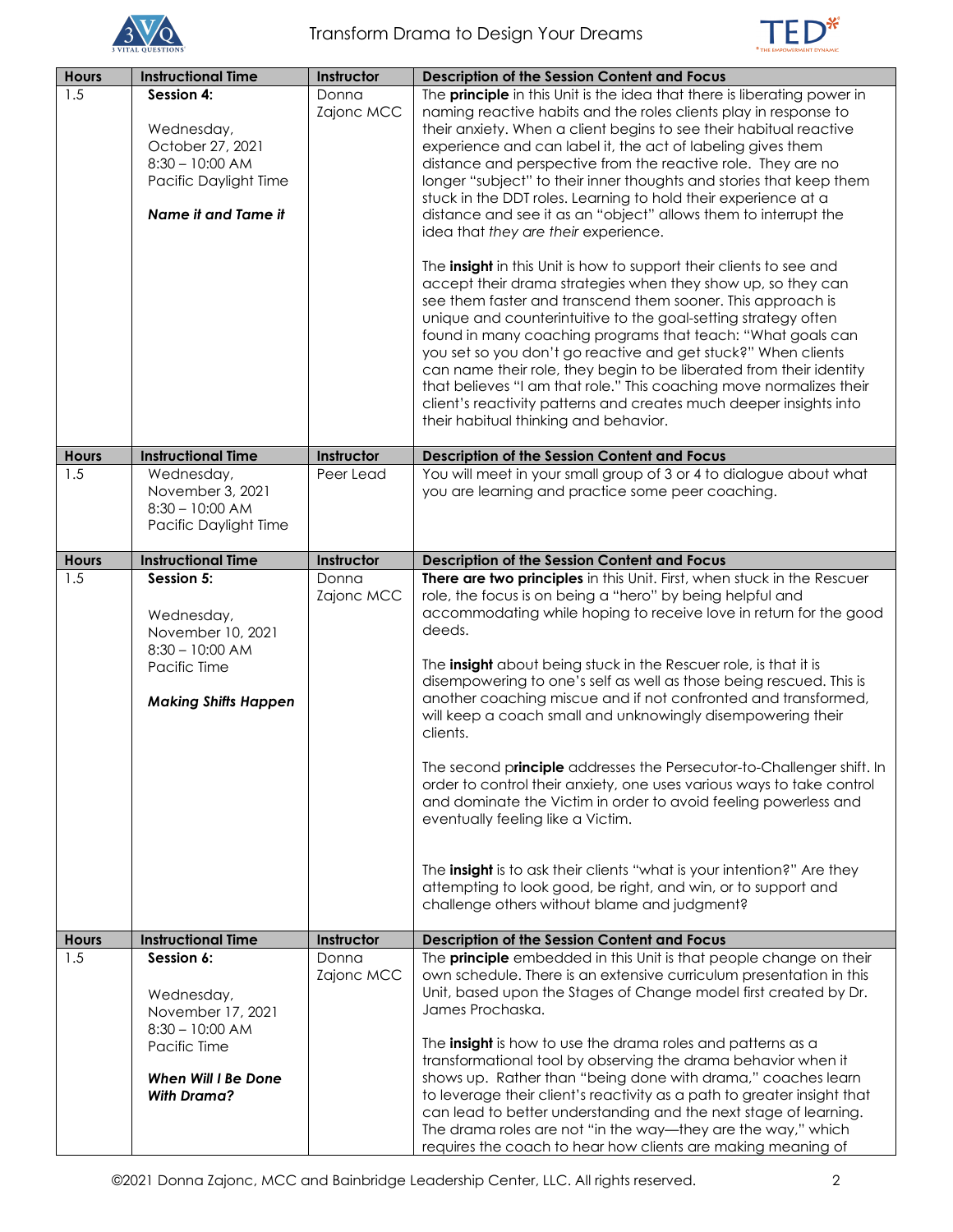| Hours | Instructional Time | Instructor | Description of the Session Content and Focus |
|---|---|---|---|
| 1.5 | **Session 4:**<br><br>Wednesday, October 27, 2021<br>8:30 – 10:00 AM<br>Pacific Daylight Time<br><br>***Name it and Tame it*** | Donna Zajonc MCC | The **principle** in this Unit is the idea that there is liberating power in naming reactive habits and the roles clients play in response to their anxiety. When a client begins to see their habitual reactive experience and can label it, the act of labeling gives them distance and perspective from the reactive role. They are no longer "subject" to their inner thoughts and stories that keep them stuck in the DDT roles. Learning to hold their experience at a distance and see it as an "object" allows them to interrupt the idea that *they are their* experience.<br><br>The **insight** in this Unit is how to support their clients to see and accept their drama strategies when they show up, so they can see them faster and transcend them sooner. This approach is unique and counterintuitive to the goal-setting strategy often found in many coaching programs that teach: "What goals can you set so you don't go reactive and get stuck?" When clients can name their role, they begin to be liberated from their identity that believes "I am that role." This coaching move normalizes their client's reactivity patterns and creates much deeper insights into their habitual thinking and behavior. |
| **Hours** | **Instructional Time** | **Instructor** | **Description of the Session Content and Focus** |
| 1.5 | Wednesday, November 3, 2021<br>8:30 – 10:00 AM<br>Pacific Daylight Time | Peer Lead | You will meet in your small group of 3 or 4 to dialogue about what you are learning and practice some peer coaching. |
| **Hours** | **Instructional Time** | **Instructor** | **Description of the Session Content and Focus** |
| 1.5 | **Session 5:**<br><br>Wednesday, November 10, 2021<br>8:30 – 10:00 AM<br>Pacific Time<br><br>***Making Shifts Happen*** | Donna Zajonc MCC | **There are two principles** in this Unit. First, when stuck in the Rescuer role, the focus is on being a "hero" by being helpful and accommodating while hoping to receive love in return for the good deeds.<br><br>The **insight** about being stuck in the Rescuer role, is that it is disempowering to one's self as well as those being rescued. This is another coaching miscue and if not confronted and transformed, will keep a coach small and unknowingly disempowering their clients.<br><br>The second p**rinciple** addresses the Persecutor-to-Challenger shift. In order to control their anxiety, one uses various ways to take control and dominate the Victim in order to avoid feeling powerless and eventually feeling like a Victim.<br><br>The **insight** is to ask their clients "what is your intention?" Are they attempting to look good, be right, and win, or to support and challenge others without blame and judgment? |
| **Hours** | **Instructional Time** | **Instructor** | **Description of the Session Content and Focus** |
| 1.5 | **Session 6:**<br><br>Wednesday, November 17, 2021<br>8:30 – 10:00 AM<br>Pacific Time<br><br>***When Will I Be Done With Drama?*** | Donna Zajonc MCC | The **principle** embedded in this Unit is that people change on their own schedule. There is an extensive curriculum presentation in this Unit, based upon the Stages of Change model first created by Dr. James Prochaska.<br><br>The **insight** is how to use the drama roles and patterns as a transformational tool by observing the drama behavior when it shows up. Rather than "being done with drama," coaches learn to leverage their client's reactivity as a path to greater insight that can lead to better understanding and the next stage of learning. The drama roles are not "in the way—they are the way," which requires the coach to hear how clients are making meaning of |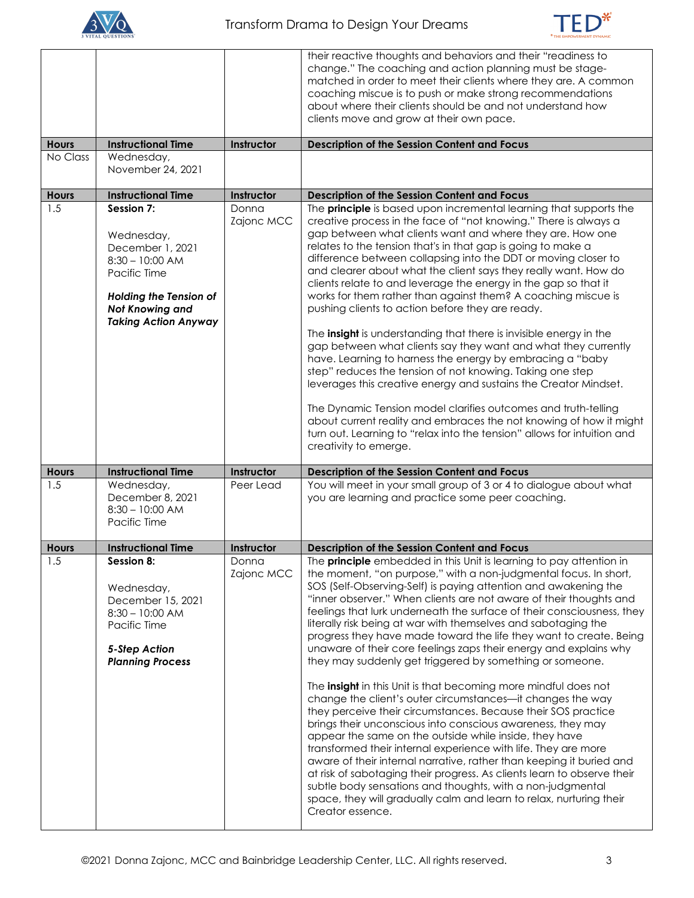| Hours | Instructional Time | Instructor | Description of the Session Content and Focus |
|---|---|---|---|
| | | | their reactive thoughts and behaviors and their "readiness to change." The coaching and action planning must be stage-matched in order to meet their clients where they are. A common coaching miscue is to push or make strong recommendations about where their clients should be and not understand how clients move and grow at their own pace. |
| **Hours** | **Instructional Time** | **Instructor** | **Description of the Session Content and Focus** |
| No Class | Wednesday, November 24, 2021 | | |
| **Hours** | **Instructional Time** | **Instructor** | **Description of the Session Content and Focus** |
| 1.5 | **Session 7:**<br><br>Wednesday, December 1, 2021 8:30 – 10:00 AM Pacific Time<br><br>***Holding the Tension of Not Knowing and Taking Action Anyway*** | Donna Zajonc MCC | The **principle** is based upon incremental learning that supports the creative process in the face of "not knowing." There is always a gap between what clients want and where they are. How one relates to the tension that's in that gap is going to make a difference between collapsing into the DDT or moving closer to and clearer about what the client says they really want. How do clients relate to and leverage the energy in the gap so that it works for them rather than against them? A coaching miscue is pushing clients to action before they are ready.<br><br>The **insight** is understanding that there is invisible energy in the gap between what clients say they want and what they currently have. Learning to harness the energy by embracing a "baby step" reduces the tension of not knowing. Taking one step leverages this creative energy and sustains the Creator Mindset.<br><br>The Dynamic Tension model clarifies outcomes and truth-telling about current reality and embraces the not knowing of how it might turn out. Learning to "relax into the tension" allows for intuition and creativity to emerge. |
| **Hours** | **Instructional Time** | **Instructor** | **Description of the Session Content and Focus** |
| 1.5 | Wednesday, December 8, 2021 8:30 – 10:00 AM Pacific Time | Peer Lead | You will meet in your small group of 3 or 4 to dialogue about what you are learning and practice some peer coaching. |
| **Hours** | **Instructional Time** | **Instructor** | **Description of the Session Content and Focus** |
| 1.5 | **Session 8:**<br><br>Wednesday, December 15, 2021 8:30 – 10:00 AM Pacific Time<br><br>***5-Step Action Planning Process*** | Donna Zajonc MCC | The **principle** embedded in this Unit is learning to pay attention in the moment, "on purpose," with a non-judgmental focus. In short, SOS (Self-Observing-Self) is paying attention and awakening the "inner observer." When clients are not aware of their thoughts and feelings that lurk underneath the surface of their consciousness, they literally risk being at war with themselves and sabotaging the progress they have made toward the life they want to create. Being unaware of their core feelings zaps their energy and explains why they may suddenly get triggered by something or someone.<br><br>The **insight** in this Unit is that becoming more mindful does not change the client's outer circumstances—it changes the way they perceive their circumstances. Because their SOS practice brings their unconscious into conscious awareness, they may appear the same on the outside while inside, they have transformed their internal experience with life. They are more aware of their internal narrative, rather than keeping it buried and at risk of sabotaging their progress. As clients learn to observe their subtle body sensations and thoughts, with a non-judgmental space, they will gradually calm and learn to relax, nurturing their Creator essence. |

©2021 Donna Zajonc, MCC and Bainbridge Leadership Center, LLC. All rights reserved.